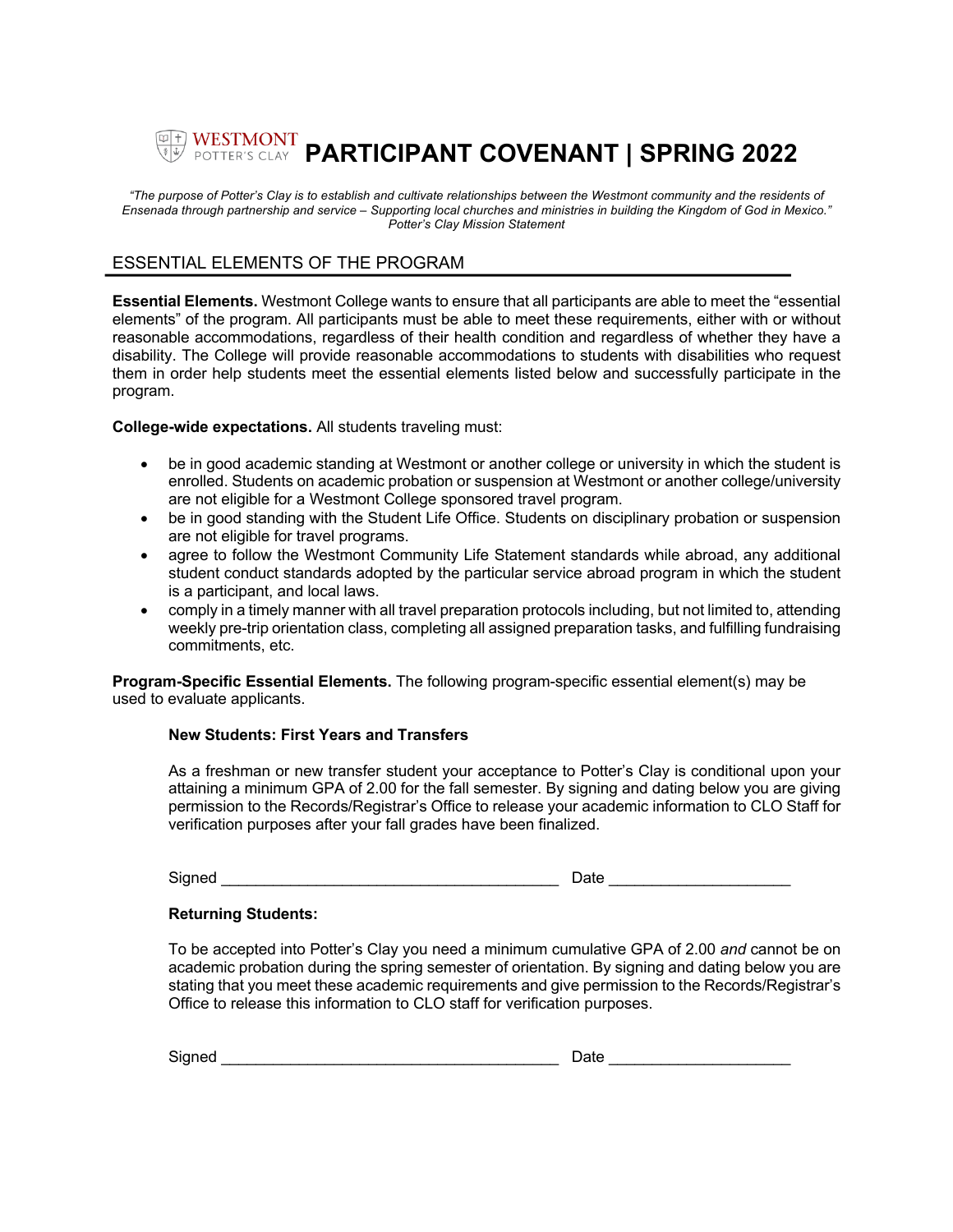# WESTMONT POTTER'S CLAY PARTICIPANT COVENANT | SPRING 2022

*"The purpose of Potter's Clay is to establish and cultivate relationships between the Westmont community and the residents of Ensenada through partnership and service – Supporting local churches and ministries in building the Kingdom of God in Mexico." Potter's Clay Mission Statement*

## ESSENTIAL ELEMENTS OF THE PROGRAM

**Essential Elements.** Westmont College wants to ensure that all participants are able to meet the "essential elements" of the program. All participants must be able to meet these requirements, either with or without reasonable accommodations, regardless of their health condition and regardless of whether they have a disability. The College will provide reasonable accommodations to students with disabilities who request them in order help students meet the essential elements listed below and successfully participate in the program.

**College-wide expectations.** All students traveling must:

- be in good academic standing at Westmont or another college or university in which the student is enrolled. Students on academic probation or suspension at Westmont or another college/university are not eligible for a Westmont College sponsored travel program.
- be in good standing with the Student Life Office. Students on disciplinary probation or suspension are not eligible for travel programs.
- agree to follow the Westmont Community Life Statement standards while abroad, any additional student conduct standards adopted by the particular service abroad program in which the student is a participant, and local laws.
- comply in a timely manner with all travel preparation protocols including, but not limited to, attending weekly pre-trip orientation class, completing all assigned preparation tasks, and fulfilling fundraising commitments, etc.

**Program-Specific Essential Elements.** The following program-specific essential element(s) may be used to evaluate applicants.

**New Students: First Years and Transfers**

As a freshman or new transfer student your acceptance to Potter's Clay is conditional upon your attaining a minimum GPA of 2.00 for the fall semester. By signing and dating below you are giving permission to the Records/Registrar's Office to release your academic information to CLO Staff for verification purposes after your fall grades have been finalized.

Signed ______________________________________ Date ____________________

**Returning Students:**

To be accepted into Potter's Clay you need a minimum cumulative GPA of 2.00 *and* cannot be on academic probation during the spring semester of orientation. By signing and dating below you are stating that you meet these academic requirements and give permission to the Records/Registrar's Office to release this information to CLO staff for verification purposes.

Signed ______________________________________ Date ____________________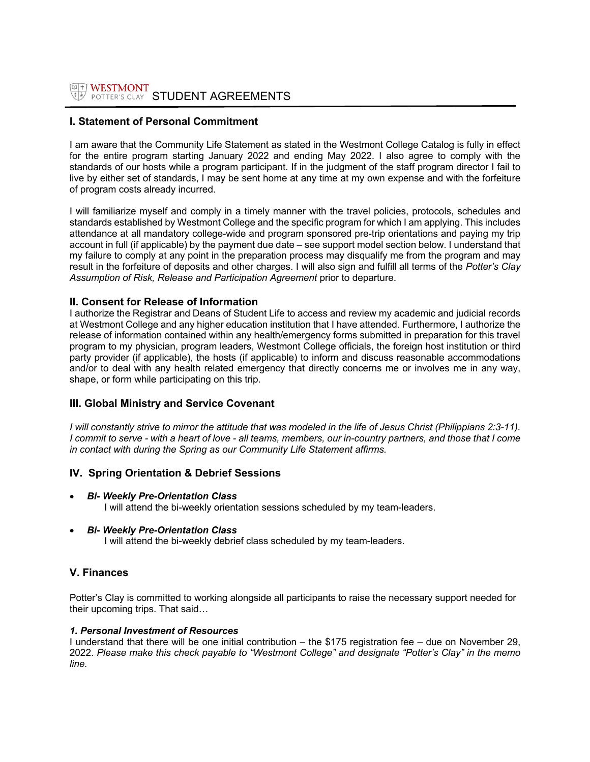# WESTMONT POTTER'S CLAY STUDENT AGREEMENTS

## I. Statement of Personal Commitment

I am aware that the Community Life Statement as stated in the Westmont College Catalog is fully in effect for the entire program starting January 2022 and ending May 2022. I also agree to comply with the standards of our hosts while a program participant. If in the judgment of the staff program director I fail to live by either set of standards, I may be sent home at any time at my own expense and with the forfeiture of program costs already incurred.

I will familiarize myself and comply in a timely manner with the travel policies, protocols, schedules and standards established by Westmont College and the specific program for which I am applying. This includes attendance at all mandatory college-wide and program sponsored pre-trip orientations and paying my trip account in full (if applicable) by the payment due date – see support model section below. I understand that my failure to comply at any point in the preparation process may disqualify me from the program and may result in the forfeiture of deposits and other charges. I will also sign and fulfill all terms of the *Potter's Clay Assumption of Risk, Release and Participation Agreement* prior to departure.

## II. Consent for Release of Information

I authorize the Registrar and Deans of Student Life to access and review my academic and judicial records at Westmont College and any higher education institution that I have attended. Furthermore, I authorize the release of information contained within any health/emergency forms submitted in preparation for this travel program to my physician, program leaders, Westmont College officials, the foreign host institution or third party provider (if applicable), the hosts (if applicable) to inform and discuss reasonable accommodations and/or to deal with any health related emergency that directly concerns me or involves me in any way, shape, or form while participating on this trip.

## III. Global Ministry and Service Covenant

*I will constantly strive to mirror the attitude that was modeled in the life of Jesus Christ (Philippians 2:3-11). I commit to serve - with a heart of love - all teams, members, our in-country partners, and those that I come in contact with during the Spring as our Community Life Statement affirms.*

## IV. Spring Orientation & Debrief Sessions

- ***Bi- Weekly Pre-Orientation Class***
  I will attend the bi-weekly orientation sessions scheduled by my team-leaders.

- ***Bi- Weekly Pre-Orientation Class***
  I will attend the bi-weekly debrief class scheduled by my team-leaders.

## V. Finances

Potter's Clay is committed to working alongside all participants to raise the necessary support needed for their upcoming trips. That said…

***1. Personal Investment of Resources***

I understand that there will be one initial contribution – the $175 registration fee – due on November 29, 2022. *Please make this check payable to "Westmont College" and designate "Potter's Clay" in the memo line.*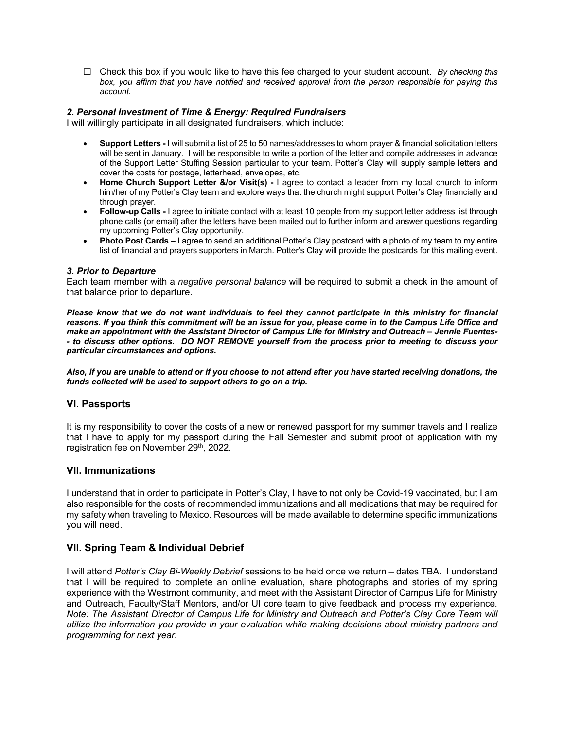☐ Check this box if you would like to have this fee charged to your student account. *By checking this box, you affirm that you have notified and received approval from the person responsible for paying this account.*

### *2. Personal Investment of Time & Energy: Required Fundraisers*

I will willingly participate in all designated fundraisers, which include:

- **Support Letters -** I will submit a list of 25 to 50 names/addresses to whom prayer & financial solicitation letters will be sent in January. I will be responsible to write a portion of the letter and compile addresses in advance of the Support Letter Stuffing Session particular to your team. Potter's Clay will supply sample letters and cover the costs for postage, letterhead, envelopes, etc.
- **Home Church Support Letter &/or Visit(s) -** I agree to contact a leader from my local church to inform him/her of my Potter's Clay team and explore ways that the church might support Potter's Clay financially and through prayer.
- **Follow-up Calls -** I agree to initiate contact with at least 10 people from my support letter address list through phone calls (or email) after the letters have been mailed out to further inform and answer questions regarding my upcoming Potter's Clay opportunity.
- **Photo Post Cards –** I agree to send an additional Potter's Clay postcard with a photo of my team to my entire list of financial and prayers supporters in March. Potter's Clay will provide the postcards for this mailing event.

### *3. Prior to Departure*

Each team member with a *negative personal balance* will be required to submit a check in the amount of that balance prior to departure.

***Please know that we do not want individuals to feel they cannot participate in this ministry for financial reasons. If you think this commitment will be an issue for you, please come in to the Campus Life Office and make an appointment with the Assistant Director of Campus Life for Ministry and Outreach – Jennie Fuentes-- to discuss other options. DO NOT REMOVE yourself from the process prior to meeting to discuss your particular circumstances and options.***

***Also, if you are unable to attend or if you choose to not attend after you have started receiving donations, the funds collected will be used to support others to go on a trip.***

## VI. Passports

It is my responsibility to cover the costs of a new or renewed passport for my summer travels and I realize that I have to apply for my passport during the Fall Semester and submit proof of application with my registration fee on November 29th, 2022.

## VII. Immunizations

I understand that in order to participate in Potter's Clay, I have to not only be Covid-19 vaccinated, but I am also responsible for the costs of recommended immunizations and all medications that may be required for my safety when traveling to Mexico. Resources will be made available to determine specific immunizations you will need.

## VII. Spring Team & Individual Debrief

I will attend *Potter's Clay Bi-Weekly Debrief* sessions to be held once we return – dates TBA. I understand that I will be required to complete an online evaluation, share photographs and stories of my spring experience with the Westmont community, and meet with the Assistant Director of Campus Life for Ministry and Outreach, Faculty/Staff Mentors, and/or UI core team to give feedback and process my experience. *Note: The Assistant Director of Campus Life for Ministry and Outreach and Potter's Clay Core Team will utilize the information you provide in your evaluation while making decisions about ministry partners and programming for next year.*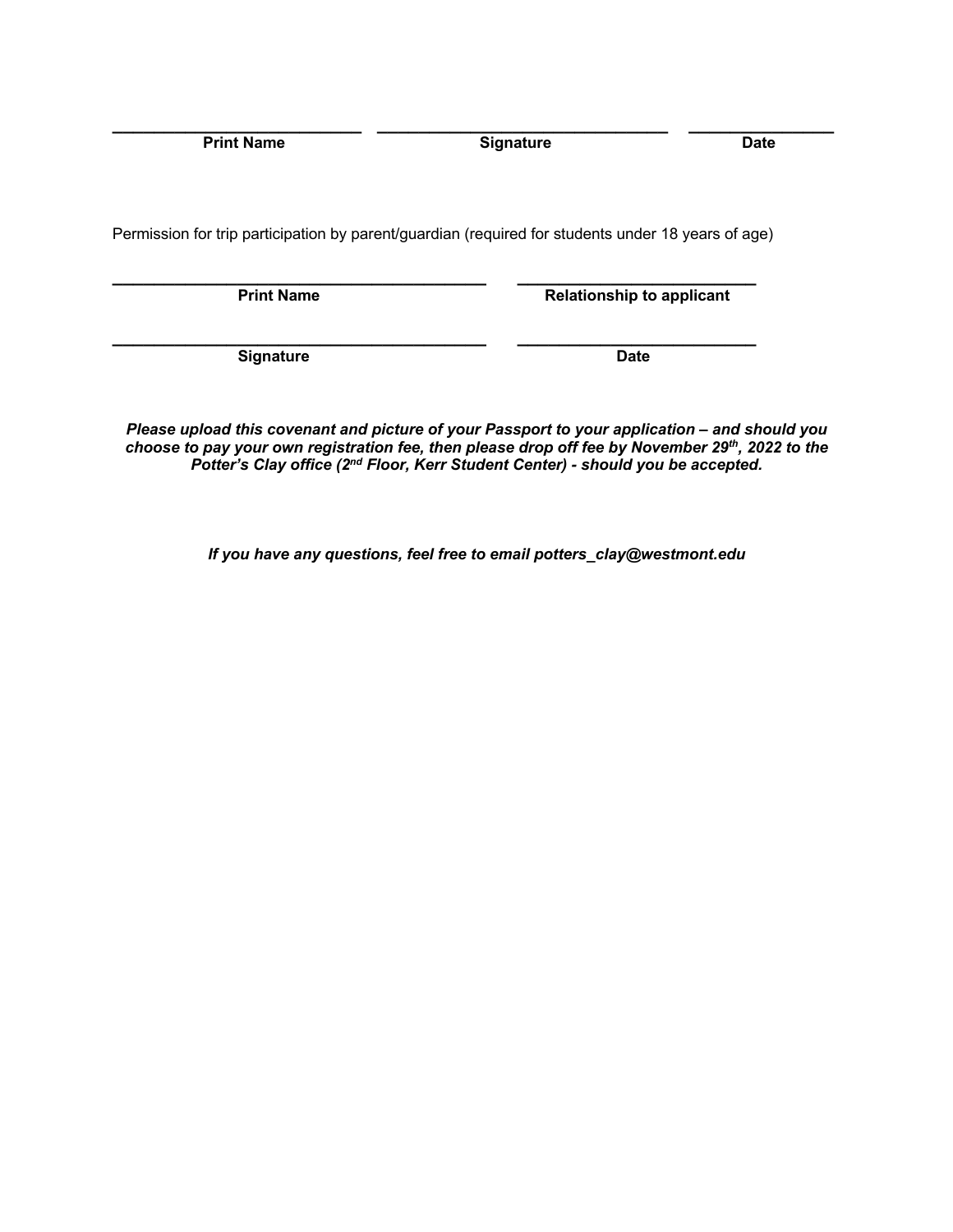| | | |
|---|---|---|
| ______________________ | __________________________ | ____________ |
| **Print Name** | **Signature** | **Date** |

Permission for trip participation by parent/guardian (required for students under 18 years of age)

| | |
|---|---|
| __________________________________ | ______________________ |
| **Print Name** | **Relationship to applicant** |
| __________________________________ | ______________________ |
| **Signature** | **Date** |

***Please upload this covenant and picture of your Passport to your application – and should you choose to pay your own registration fee, then please drop off fee by November 29th, 2022 to the Potter's Clay office (2nd Floor, Kerr Student Center) - should you be accepted.***

***If you have any questions, feel free to email potters_clay@westmont.edu***